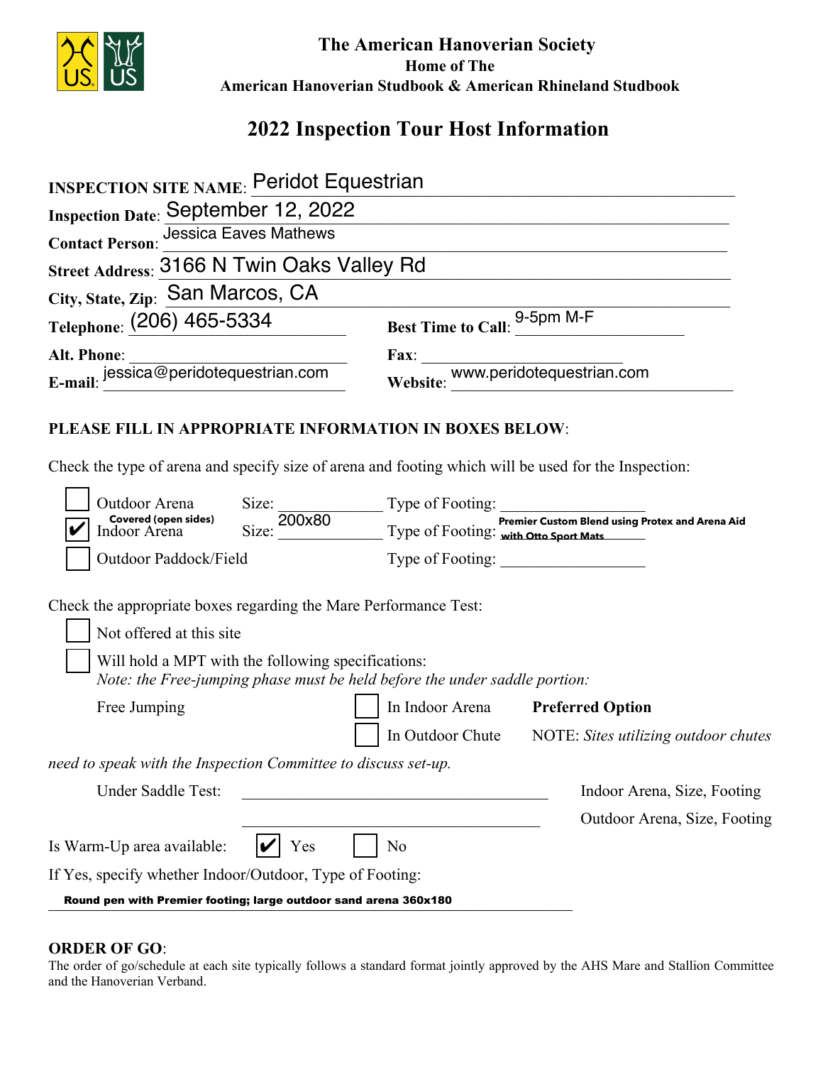**The American Hanoverian Society**
**Home of The**
**American Hanoverian Studbook & American Rhineland Studbook**

# 2022 Inspection Tour Host Information

**INSPECTION SITE NAME**: Peridot Equestrian

**Inspection Date**: September 12, 2022

**Contact Person**: Jessica Eaves Mathews

**Street Address**: 3166 N Twin Oaks Valley Rd

**City, State, Zip**: San Marcos, CA

**Telephone**: (206) 465-5334 **Best Time to Call**: 9-5pm M-F

**Alt. Phone**: **Fax**:

**E-mail**: jessica@peridotequestrian.com **Website**: www.peridotequestrian.com

**PLEASE FILL IN APPROPRIATE INFORMATION IN BOXES BELOW**:

Check the type of arena and specify size of arena and footing which will be used for the Inspection:

- ☐ Outdoor Arena Size: ______ Type of Footing: ______
- ☑ Indoor Arena **Covered (open sides)** Size: 200x80 Type of Footing: **Premier Custom Blend using Protex and Arena Aid with Otto Sport Mats**
- ☐ Outdoor Paddock/Field Type of Footing: ______

Check the appropriate boxes regarding the Mare Performance Test:

- ☐ Not offered at this site
- ☐ Will hold a MPT with the following specifications:
  *Note: the Free-jumping phase must be held before the under saddle portion:*

Free Jumping ☐ In Indoor Arena **Preferred Option**
☐ In Outdoor Chute NOTE: *Sites utilizing outdoor chutes need to speak with the Inspection Committee to discuss set-up.*

Under Saddle Test: ______ Indoor Arena, Size, Footing
______ Outdoor Arena, Size, Footing

Is Warm-Up area available: ☑ Yes ☐ No

If Yes, specify whether Indoor/Outdoor, Type of Footing:

**Round pen with Premier footing; large outdoor sand arena 360x180**

**ORDER OF GO**:
The order of go/schedule at each site typically follows a standard format jointly approved by the AHS Mare and Stallion Committee and the Hanoverian Verband.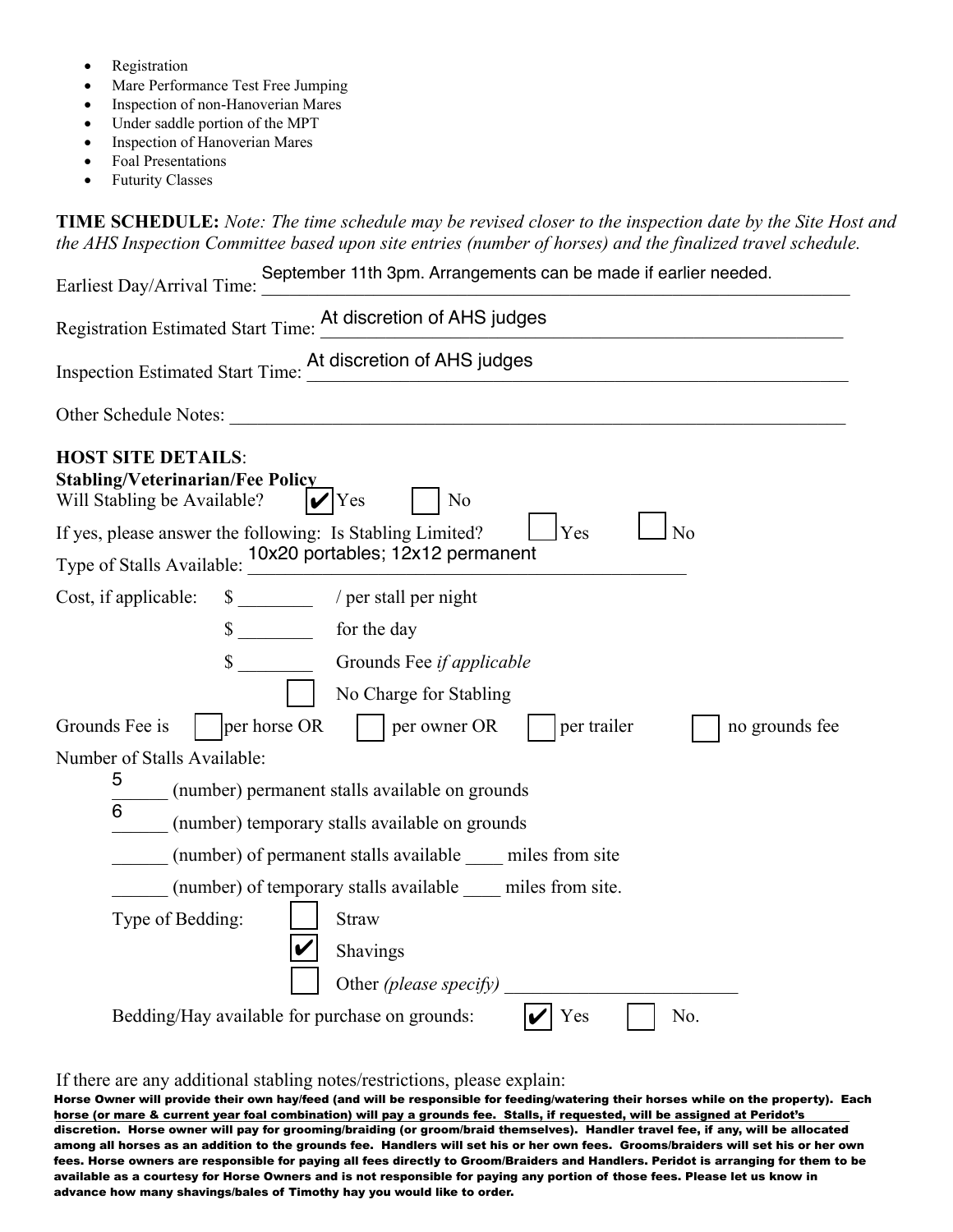- Registration
- Mare Performance Test Free Jumping
- Inspection of non-Hanoverian Mares
- Under saddle portion of the MPT
- Inspection of Hanoverian Mares
- Foal Presentations
- Futurity Classes

**TIME SCHEDULE:** *Note: The time schedule may be revised closer to the inspection date by the Site Host and the AHS Inspection Committee based upon site entries (number of horses) and the finalized travel schedule.*

Earliest Day/Arrival Time: September 11th 3pm. Arrangements can be made if earlier needed.

Registration Estimated Start Time: At discretion of AHS judges

Inspection Estimated Start Time: At discretion of AHS judges

Other Schedule Notes: ______________________________

**HOST SITE DETAILS**:

**Stabling/Veterinarian/Fee Policy**

Will Stabling be Available? ☑ Yes ☐ No

If yes, please answer the following: Is Stabling Limited? ☐ Yes ☐ No

Type of Stalls Available: 10x20 portables; 12x12 permanent

Cost, if applicable: $ ________ / per stall per night

$ ________ for the day

$ ________ Grounds Fee *if applicable*

☐ No Charge for Stabling

Grounds Fee is ☐ per horse OR ☐ per owner OR ☐ per trailer ☐ no grounds fee

Number of Stalls Available:

5 (number) permanent stalls available on grounds

6 (number) temporary stalls available on grounds

______ (number) of permanent stalls available ____ miles from site

______ (number) of temporary stalls available ____ miles from site.

Type of Bedding: ☐ Straw

☑ Shavings

☐ Other *(please specify)* ______________________

Bedding/Hay available for purchase on grounds: ☑ Yes ☐ No.

If there are any additional stabling notes/restrictions, please explain:

**Horse Owner will provide their own hay/feed (and will be responsible for feeding/watering their horses while on the property). Each horse (or mare & current year foal combination) will pay a grounds fee. Stalls, if requested, will be assigned at Peridot's discretion. Horse owner will pay for grooming/braiding (or groom/braid themselves). Handler travel fee, if any, will be allocated among all horses as an addition to the grounds fee. Handlers will set his or her own fees. Grooms/braiders will set his or her own fees. Horse owners are responsible for paying all fees directly to Groom/Braiders and Handlers. Peridot is arranging for them to be available as a courtesy for Horse Owners and is not responsible for paying any portion of those fees. Please let us know in advance how many shavings/bales of Timothy hay you would like to order.**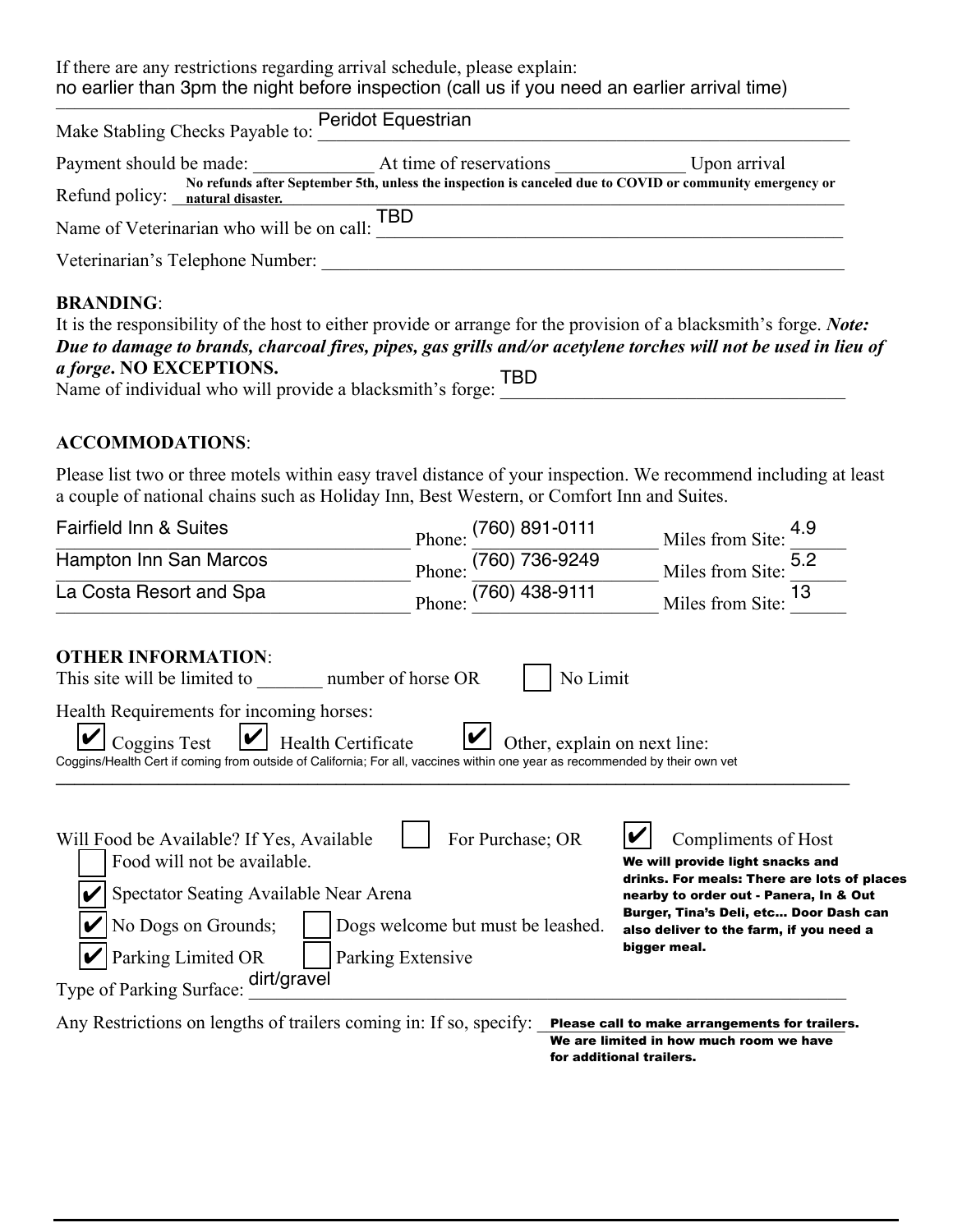If there are any restrictions regarding arrival schedule, please explain:
no earlier than 3pm the night before inspection (call us if you need an earlier arrival time)

Make Stabling Checks Payable to: Peridot Equestrian

Payment should be made: ____________ At time of reservations ____________ Upon arrival

Refund policy: **No refunds after September 5th, unless the inspection is canceled due to COVID or community emergency or natural disaster.**

Name of Veterinarian who will be on call: TBD

Veterinarian's Telephone Number: ____________

**BRANDING**:

It is the responsibility of the host to either provide or arrange for the provision of a blacksmith's forge. ***Note: Due to damage to brands, charcoal fires, pipes, gas grills and/or acetylene torches will not be used in lieu of a forge*. NO EXCEPTIONS.**

Name of individual who will provide a blacksmith's forge: TBD

**ACCOMMODATIONS**:

Please list two or three motels within easy travel distance of your inspection. We recommend including at least a couple of national chains such as Holiday Inn, Best Western, or Comfort Inn and Suites.

| Motel | Phone | Miles from Site |
|---|---|---|
| Fairfield Inn & Suites | (760) 891-0111 | 4.9 |
| Hampton Inn San Marcos | (760) 736-9249 | 5.2 |
| La Costa Resort and Spa | (760) 438-9111 | 13 |

**OTHER INFORMATION**:

This site will be limited to _______ number of horse OR ☐ No Limit

Health Requirements for incoming horses:

☑ Coggins Test ☑ Health Certificate ☑ Other, explain on next line:

Coggins/Health Cert if coming from outside of California; For all, vaccines within one year as recommended by their own vet

Will Food be Available? If Yes, Available ☐ For Purchase; OR ☑ Compliments of Host

**We will provide light snacks and drinks. For meals: There are lots of places nearby to order out - Panera, In & Out Burger, Tina's Deli, etc... Door Dash can also deliver to the farm, if you need a bigger meal.**

☐ Food will not be available.

☑ Spectator Seating Available Near Arena

☑ No Dogs on Grounds; ☐ Dogs welcome but must be leashed.

☑ Parking Limited OR ☐ Parking Extensive

Type of Parking Surface: dirt/gravel

Any Restrictions on lengths of trailers coming in: If so, specify: **Please call to make arrangements for trailers. We are limited in how much room we have for additional trailers.**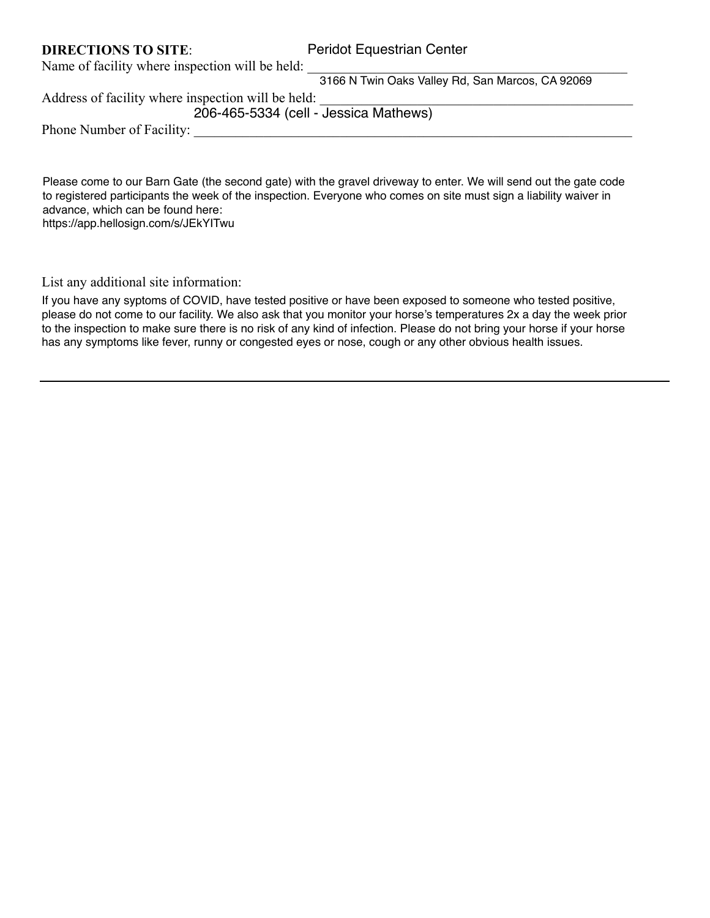**DIRECTIONS TO SITE**:

Name of facility where inspection will be held: Peridot Equestrian Center

Address of facility where inspection will be held: 3166 N Twin Oaks Valley Rd, San Marcos, CA 92069

Phone Number of Facility: 206-465-5334 (cell - Jessica Mathews)

Please come to our Barn Gate (the second gate) with the gravel driveway to enter. We will send out the gate code to registered participants the week of the inspection. Everyone who comes on site must sign a liability waiver in advance, which can be found here:
https://app.hellosign.com/s/JEkYITwu

List any additional site information:

If you have any syptoms of COVID, have tested positive or have been exposed to someone who tested positive, please do not come to our facility. We also ask that you monitor your horse's temperatures 2x a day the week prior to the inspection to make sure there is no risk of any kind of infection. Please do not bring your horse if your horse has any symptoms like fever, runny or congested eyes or nose, cough or any other obvious health issues.

---